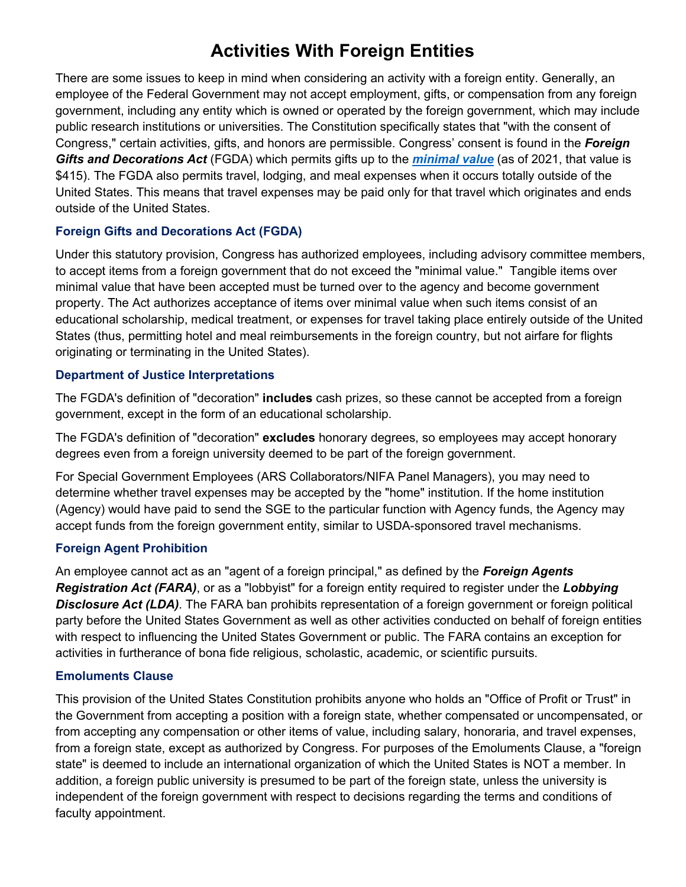# Activities With Foreign Entities

There are some issues to keep in mind when considering an activity with a foreign entity. Generally, an employee of the Federal Government may not accept employment, gifts, or compensation from any foreign government, including any entity which is owned or operated by the foreign government, which may include public research institutions or universities. The Constitution specifically states that "with the consent of Congress," certain activities, gifts, and honors are permissible. Congress' consent is found in the ***Foreign Gifts and Decorations Act*** (FGDA) which permits gifts up to the ***minimal value*** (as of 2021, that value is $415). The FGDA also permits travel, lodging, and meal expenses when it occurs totally outside of the United States. This means that travel expenses may be paid only for that travel which originates and ends outside of the United States.

### Foreign Gifts and Decorations Act (FGDA)

Under this statutory provision, Congress has authorized employees, including advisory committee members, to accept items from a foreign government that do not exceed the "minimal value." Tangible items over minimal value that have been accepted must be turned over to the agency and become government property. The Act authorizes acceptance of items over minimal value when such items consist of an educational scholarship, medical treatment, or expenses for travel taking place entirely outside of the United States (thus, permitting hotel and meal reimbursements in the foreign country, but not airfare for flights originating or terminating in the United States).

### Department of Justice Interpretations

The FGDA's definition of "decoration" **includes** cash prizes, so these cannot be accepted from a foreign government, except in the form of an educational scholarship.

The FGDA's definition of "decoration" **excludes** honorary degrees, so employees may accept honorary degrees even from a foreign university deemed to be part of the foreign government.

For Special Government Employees (ARS Collaborators/NIFA Panel Managers), you may need to determine whether travel expenses may be accepted by the "home" institution. If the home institution (Agency) would have paid to send the SGE to the particular function with Agency funds, the Agency may accept funds from the foreign government entity, similar to USDA-sponsored travel mechanisms.

### Foreign Agent Prohibition

An employee cannot act as an "agent of a foreign principal," as defined by the ***Foreign Agents Registration Act (FARA)***, or as a "lobbyist" for a foreign entity required to register under the ***Lobbying Disclosure Act (LDA)***. The FARA ban prohibits representation of a foreign government or foreign political party before the United States Government as well as other activities conducted on behalf of foreign entities with respect to influencing the United States Government or public. The FARA contains an exception for activities in furtherance of bona fide religious, scholastic, academic, or scientific pursuits.

### Emoluments Clause

This provision of the United States Constitution prohibits anyone who holds an "Office of Profit or Trust" in the Government from accepting a position with a foreign state, whether compensated or uncompensated, or from accepting any compensation or other items of value, including salary, honoraria, and travel expenses, from a foreign state, except as authorized by Congress. For purposes of the Emoluments Clause, a "foreign state" is deemed to include an international organization of which the United States is NOT a member. In addition, a foreign public university is presumed to be part of the foreign state, unless the university is independent of the foreign government with respect to decisions regarding the terms and conditions of faculty appointment.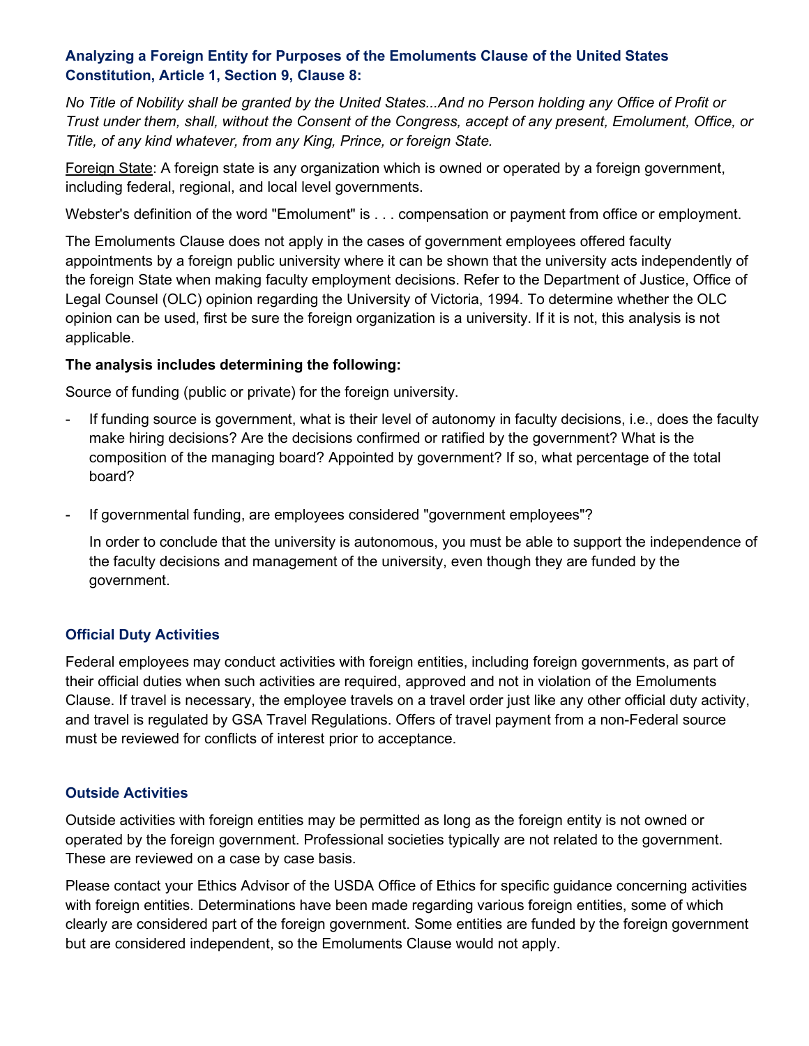### Analyzing a Foreign Entity for Purposes of the Emoluments Clause of the United States Constitution, Article 1, Section 9, Clause 8:

*No Title of Nobility shall be granted by the United States...And no Person holding any Office of Profit or Trust under them, shall, without the Consent of the Congress, accept of any present, Emolument, Office, or Title, of any kind whatever, from any King, Prince, or foreign State.*

Foreign State: A foreign state is any organization which is owned or operated by a foreign government, including federal, regional, and local level governments.

Webster's definition of the word "Emolument" is . . . compensation or payment from office or employment.

The Emoluments Clause does not apply in the cases of government employees offered faculty appointments by a foreign public university where it can be shown that the university acts independently of the foreign State when making faculty employment decisions. Refer to the Department of Justice, Office of Legal Counsel (OLC) opinion regarding the University of Victoria, 1994. To determine whether the OLC opinion can be used, first be sure the foreign organization is a university. If it is not, this analysis is not applicable.

**The analysis includes determining the following:**

Source of funding (public or private) for the foreign university.

- If funding source is government, what is their level of autonomy in faculty decisions, i.e., does the faculty make hiring decisions? Are the decisions confirmed or ratified by the government? What is the composition of the managing board? Appointed by government? If so, what percentage of the total board?

- If governmental funding, are employees considered "government employees"?

  In order to conclude that the university is autonomous, you must be able to support the independence of the faculty decisions and management of the university, even though they are funded by the government.

### Official Duty Activities

Federal employees may conduct activities with foreign entities, including foreign governments, as part of their official duties when such activities are required, approved and not in violation of the Emoluments Clause. If travel is necessary, the employee travels on a travel order just like any other official duty activity, and travel is regulated by GSA Travel Regulations. Offers of travel payment from a non-Federal source must be reviewed for conflicts of interest prior to acceptance.

### Outside Activities

Outside activities with foreign entities may be permitted as long as the foreign entity is not owned or operated by the foreign government. Professional societies typically are not related to the government. These are reviewed on a case by case basis.

Please contact your Ethics Advisor of the USDA Office of Ethics for specific guidance concerning activities with foreign entities. Determinations have been made regarding various foreign entities, some of which clearly are considered part of the foreign government. Some entities are funded by the foreign government but are considered independent, so the Emoluments Clause would not apply.